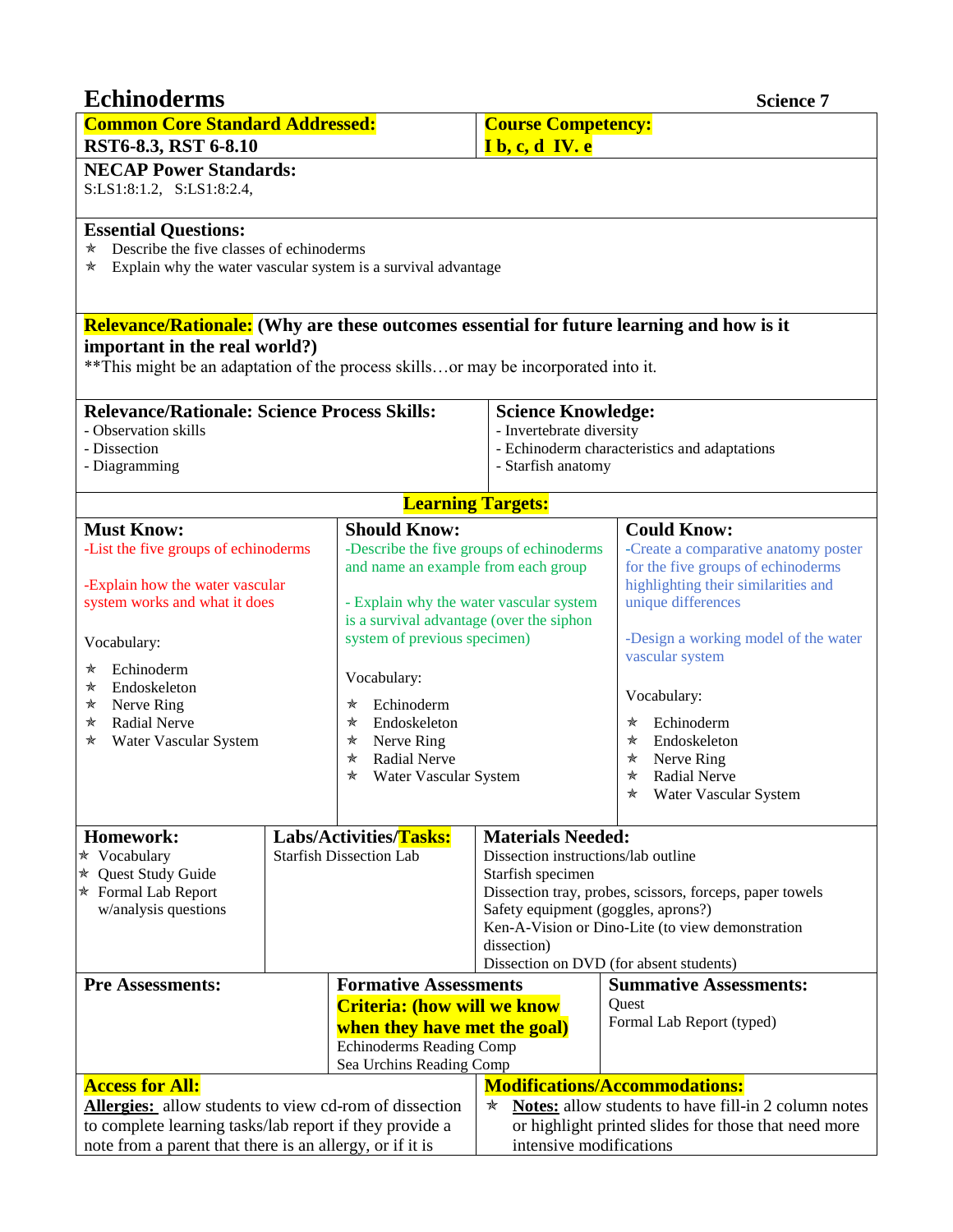# Echinoderms

**Science 7**

| | |
|---|---|
| **Common Core Standard Addressed:** RST6-8.3, RST 6-8.10 | **Course Competency:** I b, c, d IV. e |

**NECAP Power Standards:**
S:LS1:8:1.2, S:LS1:8:2.4,

**Essential Questions:**

- Describe the five classes of echinoderms
- Explain why the water vascular system is a survival advantage

**Relevance/Rationale:** (Why are these outcomes essential for future learning and how is it important in the real world?)
**This might be an adaptation of the process skills…or may be incorporated into it.

| **Relevance/Rationale: Science Process Skills:** | **Science Knowledge:** |
|---|---|
| - Observation skills<br>- Dissection<br>- Diagramming | - Invertebrate diversity<br>- Echinoderm characteristics and adaptations<br>- Starfish anatomy |

## Learning Targets:

| **Must Know:** | **Should Know:** | **Could Know:** |
|---|---|---|
| -List the five groups of echinoderms<br><br>-Explain how the water vascular system works and what it does<br><br>Vocabulary:<br>* Echinoderm<br>* Endoskeleton<br>* Nerve Ring<br>* Radial Nerve<br>* Water Vascular System | -Describe the five groups of echinoderms and name an example from each group<br><br>- Explain why the water vascular system is a survival advantage (over the siphon system of previous specimen)<br><br>Vocabulary:<br>* Echinoderm<br>* Endoskeleton<br>* Nerve Ring<br>* Radial Nerve<br>* Water Vascular System | -Create a comparative anatomy poster for the five groups of echinoderms highlighting their similarities and unique differences<br><br>-Design a working model of the water vascular system<br><br>Vocabulary:<br>* Echinoderm<br>* Endoskeleton<br>* Nerve Ring<br>* Radial Nerve<br>* Water Vascular System |

| **Homework:** | **Labs/Activities/Tasks:** | **Materials Needed:** |
|---|---|---|
| * Vocabulary<br>* Quest Study Guide<br>* Formal Lab Report w/analysis questions | Starfish Dissection Lab | Dissection instructions/lab outline<br>Starfish specimen<br>Dissection tray, probes, scissors, forceps, paper towels<br>Safety equipment (goggles, aprons?)<br>Ken-A-Vision or Dino-Lite (to view demonstration dissection)<br>Dissection on DVD (for absent students) |

| **Pre Assessments:** | **Formative Assessments Criteria: (how will we know when they have met the goal)** | **Summative Assessments:** |
|---|---|---|
| | Echinoderms Reading Comp<br>Sea Urchins Reading Comp | Quest<br>Formal Lab Report (typed) |

| **Access for All:** | **Modifications/Accommodations:** |
|---|---|
| **Allergies:** allow students to view cd-rom of dissection to complete learning tasks/lab report if they provide a note from a parent that there is an allergy, or if it is | * **Notes:** allow students to have fill-in 2 column notes or highlight printed slides for those that need more intensive modifications |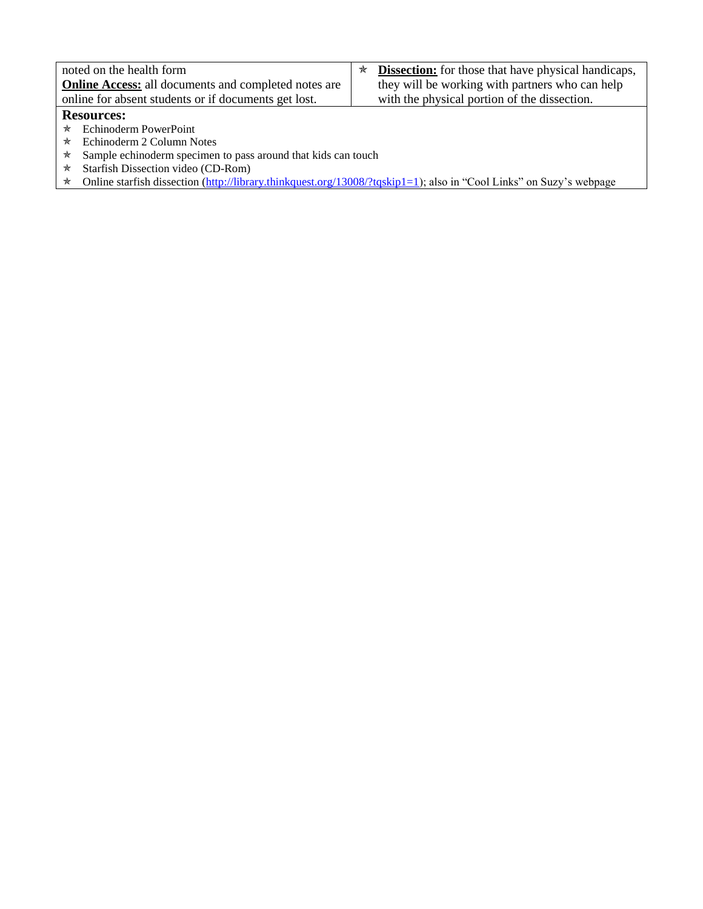| | |
|---|---|
| noted on the health form<br>**Online Access:** all documents and completed notes are online for absent students or if documents get lost. | ✯ **Dissection:** for those that have physical handicaps, they will be working with partners who can help with the physical portion of the dissection. |

**Resources:**

- ✯ Echinoderm PowerPoint
- ✯ Echinoderm 2 Column Notes
- ✯ Sample echinoderm specimen to pass around that kids can touch
- ✯ Starfish Dissection video (CD-Rom)
- ✯ Online starfish dissection (http://library.thinkquest.org/13008/?tqskip1=1); also in "Cool Links" on Suzy's webpage